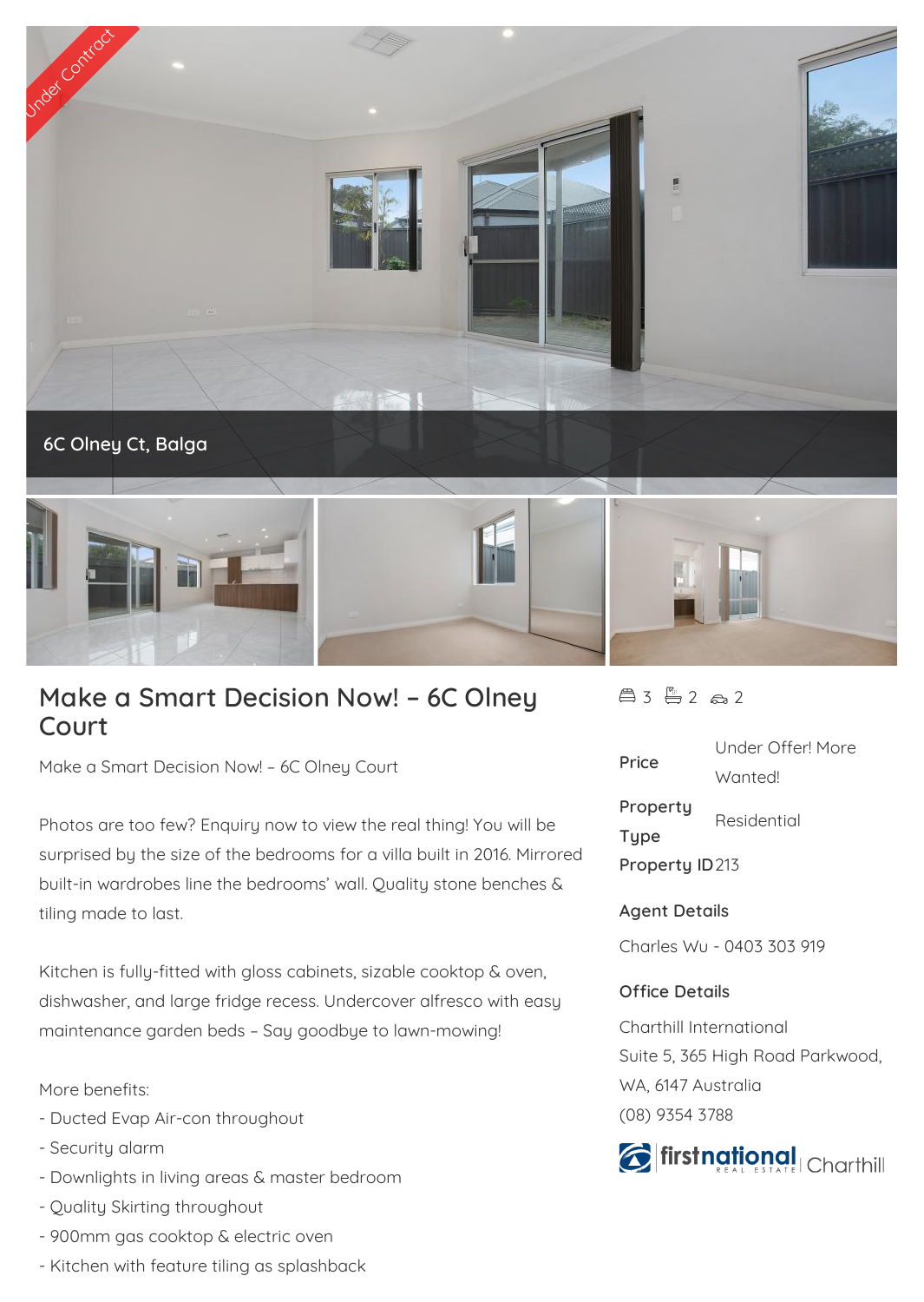Under Contract

6C Olney Ct, Balga

# Make a Smart Decision Now! – 6C Olney Court

Make a Smart Decision Now! – 6C Olney Court

Photos are too few? Enquiry now to view the real thing! You will be surprised by the size of the bedrooms for a villa built in 2016. Mirrored built-in wardrobes line the bedrooms' wall. Quality stone benches & tiling made to last.

Kitchen is fully-fitted with gloss cabinets, sizable cooktop & oven, dishwasher, and large fridge recess. Undercover alfresco with easy maintenance garden beds – Say goodbye to lawn-mowing!

More benefits:
- Ducted Evap Air-con throughout
- Security alarm
- Downlights in living areas & master bedroom
- Quality Skirting throughout
- 900mm gas cooktop & electric oven
- Kitchen with feature tiling as splashback

3 bed, 2 bath, 2 car

| | |
|---|---|
| Price | Under Offer! More Wanted! |
| Property Type | Residential |
| Property ID | 213 |

## Agent Details

Charles Wu - 0403 303 919

## Office Details

Charthill International
Suite 5, 365 High Road Parkwood, WA, 6147 Australia
(08) 9354 3788

firstnational REAL ESTATE Charthill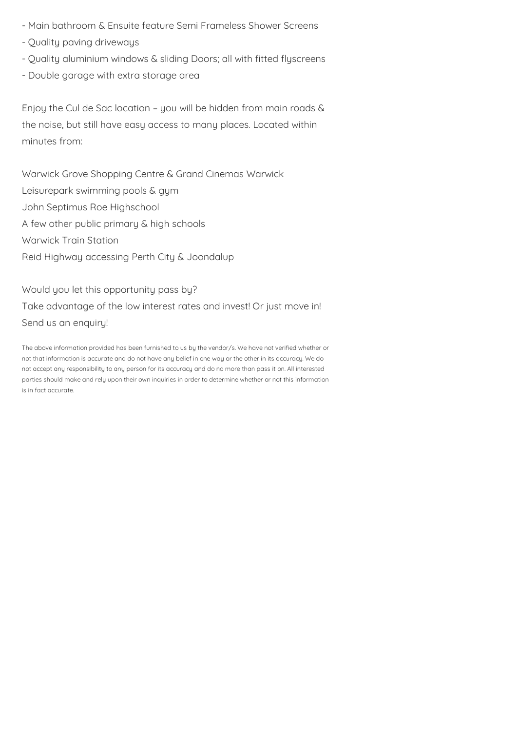- Main bathroom & Ensuite feature Semi Frameless Shower Screens
- Quality paving driveways
- Quality aluminium windows & sliding Doors; all with fitted flyscreens
- Double garage with extra storage area

Enjoy the Cul de Sac location – you will be hidden from main roads & the noise, but still have easy access to many places. Located within minutes from:

Warwick Grove Shopping Centre & Grand Cinemas Warwick
Leisurepark swimming pools & gym
John Septimus Roe Highschool
A few other public primary & high schools
Warwick Train Station
Reid Highway accessing Perth City & Joondalup

Would you let this opportunity pass by?
Take advantage of the low interest rates and invest! Or just move in!
Send us an enquiry!

The above information provided has been furnished to us by the vendor/s. We have not verified whether or not that information is accurate and do not have any belief in one way or the other in its accuracy. We do not accept any responsibility to any person for its accuracy and do no more than pass it on. All interested parties should make and rely upon their own inquiries in order to determine whether or not this information is in fact accurate.